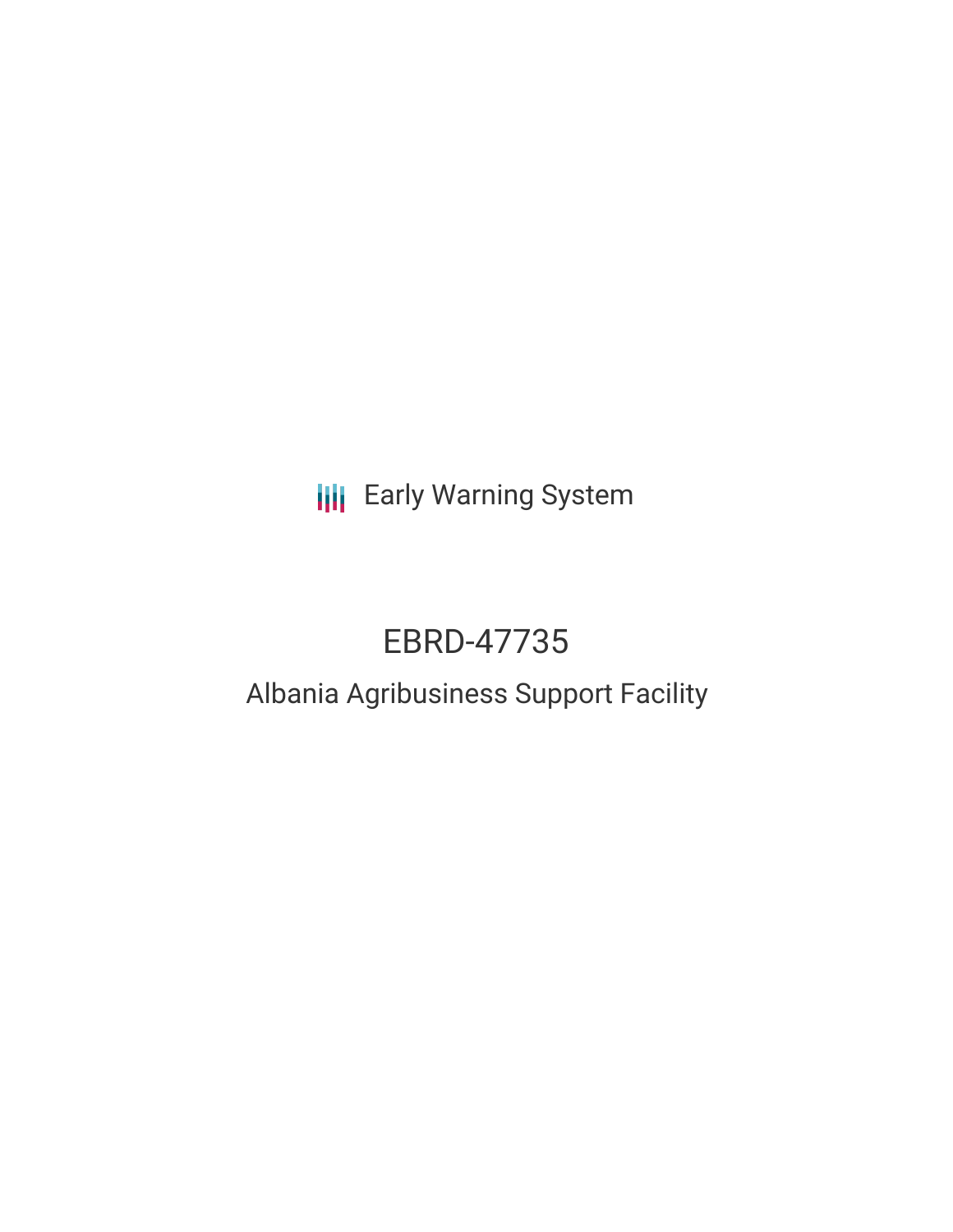Early Warning System

# EBRD-47735

## Albania Agribusiness Support Facility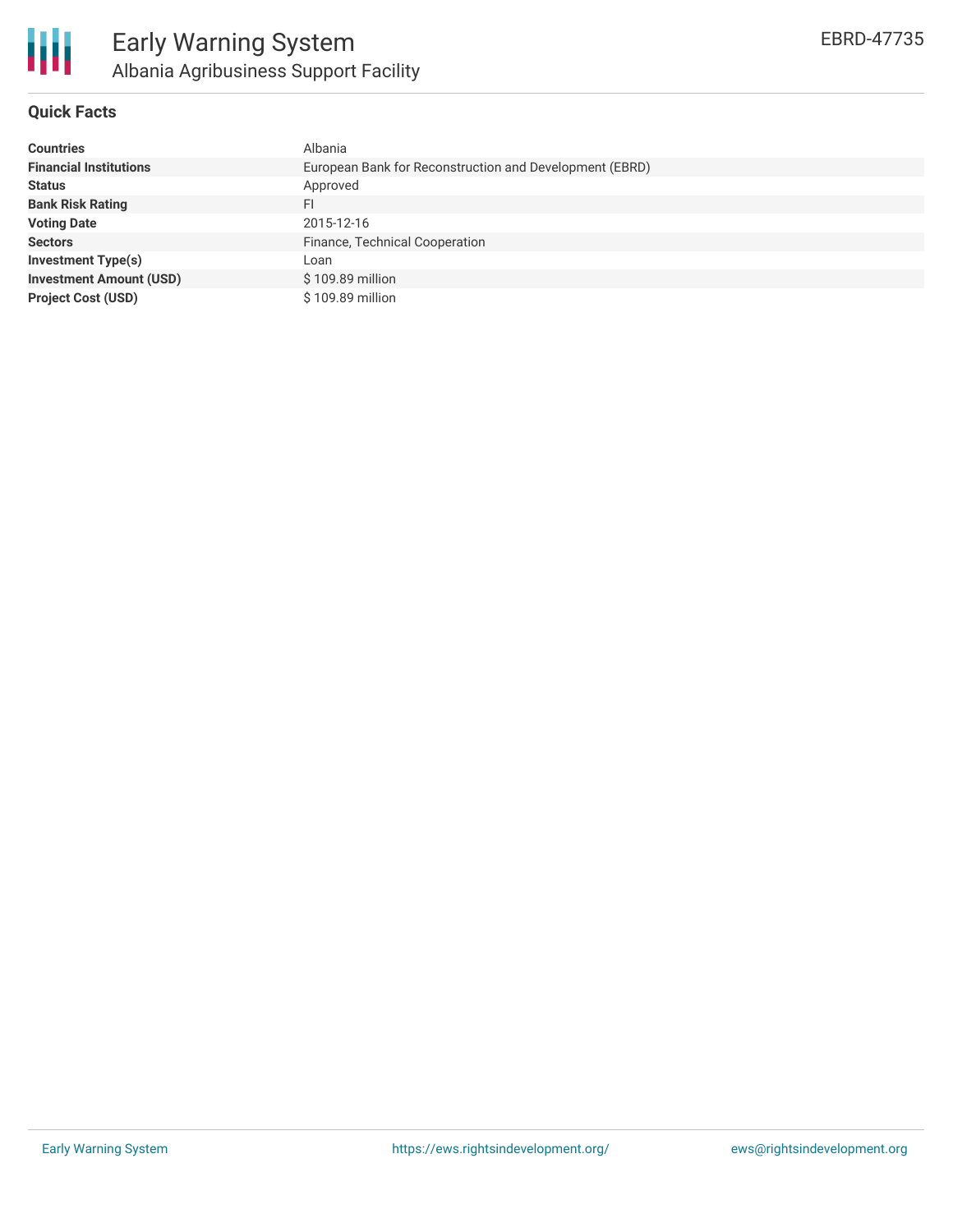# Early Warning System

## Albania Agribusiness Support Facility

EBRD-47735

### Quick Facts

| | |
|---|---|
| **Countries** | Albania |
| **Financial Institutions** | European Bank for Reconstruction and Development (EBRD) |
| **Status** | Approved |
| **Bank Risk Rating** | FI |
| **Voting Date** | 2015-12-16 |
| **Sectors** | Finance, Technical Cooperation |
| **Investment Type(s)** | Loan |
| **Investment Amount (USD)** | $ 109.89 million |
| **Project Cost (USD)** | $ 109.89 million |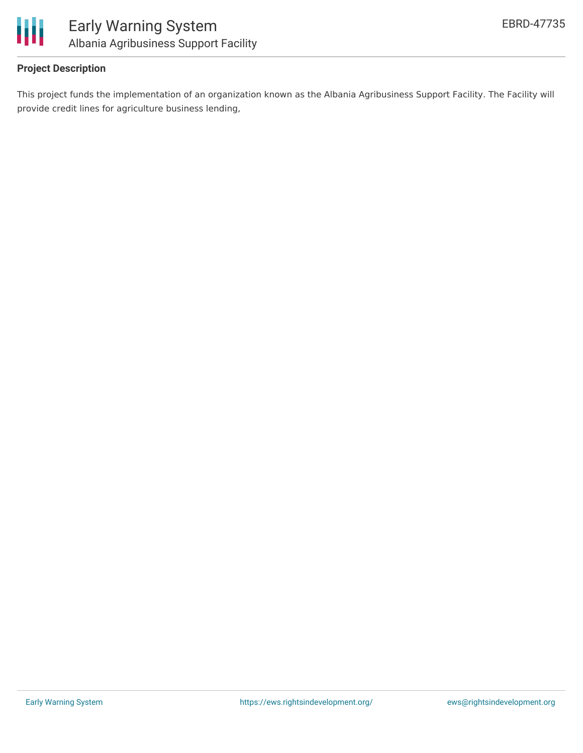## Project Description

This project funds the implementation of an organization known as the Albania Agribusiness Support Facility. The Facility will provide credit lines for agriculture business lending,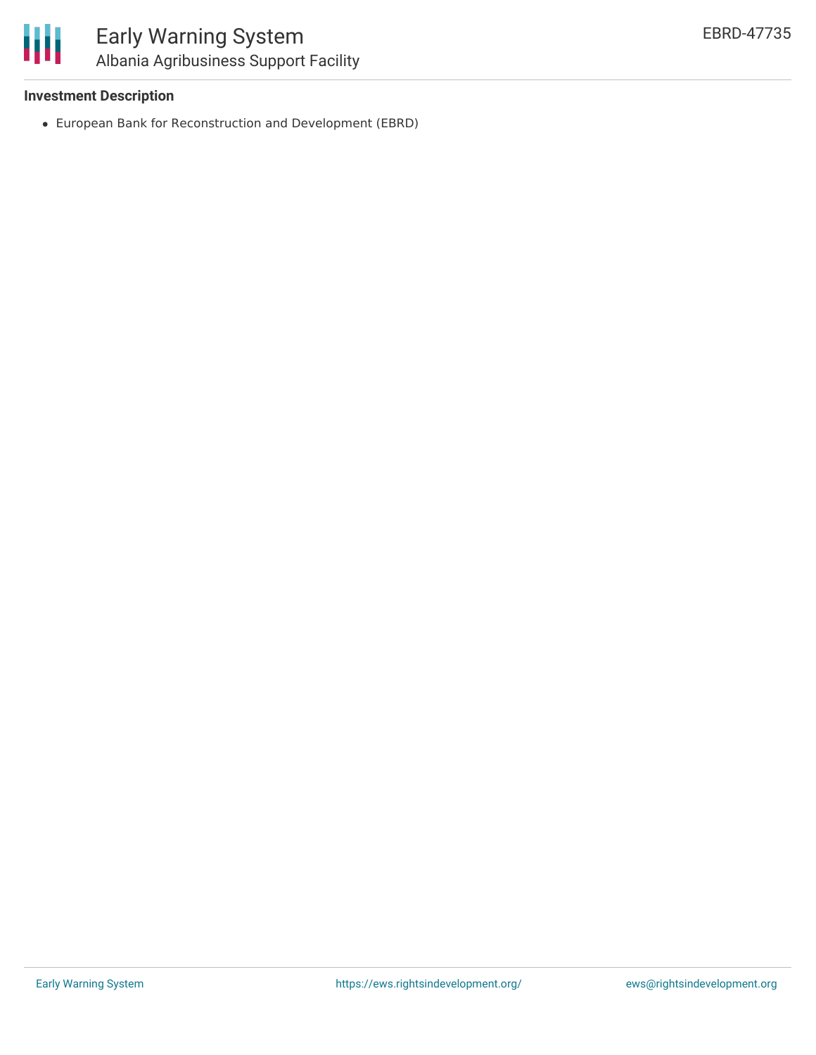**Investment Description**

- European Bank for Reconstruction and Development (EBRD)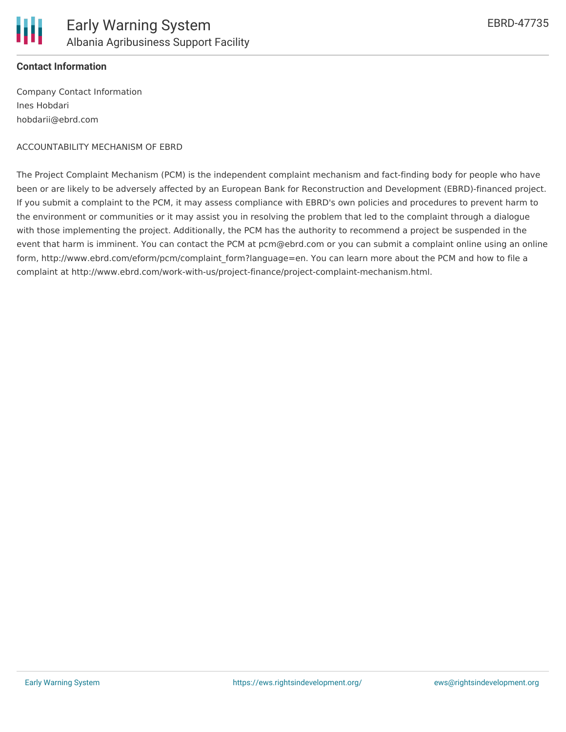#### Contact Information

Company Contact Information
Ines Hobdari
hobdarii@ebrd.com

ACCOUNTABILITY MECHANISM OF EBRD

The Project Complaint Mechanism (PCM) is the independent complaint mechanism and fact-finding body for people who have been or are likely to be adversely affected by an European Bank for Reconstruction and Development (EBRD)-financed project. If you submit a complaint to the PCM, it may assess compliance with EBRD's own policies and procedures to prevent harm to the environment or communities or it may assist you in resolving the problem that led to the complaint through a dialogue with those implementing the project. Additionally, the PCM has the authority to recommend a project be suspended in the event that harm is imminent. You can contact the PCM at pcm@ebrd.com or you can submit a complaint online using an online form, http://www.ebrd.com/eform/pcm/complaint_form?language=en. You can learn more about the PCM and how to file a complaint at http://www.ebrd.com/work-with-us/project-finance/project-complaint-mechanism.html.